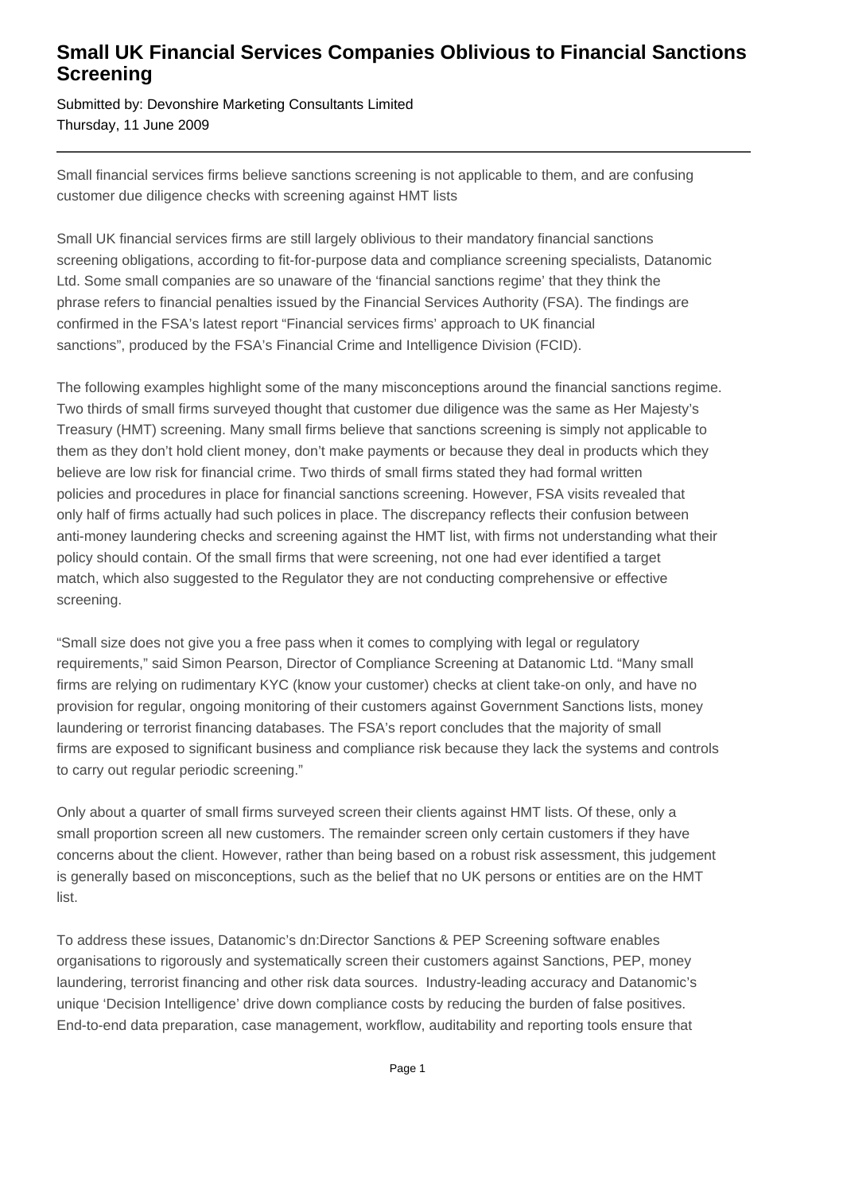# Small UK Financial Services Companies Oblivious to Financial Sanctions Screening

Submitted by: Devonshire Marketing Consultants Limited
Thursday, 11 June 2009

---

Small financial services firms believe sanctions screening is not applicable to them, and are confusing customer due diligence checks with screening against HMT lists

Small UK financial services firms are still largely oblivious to their mandatory financial sanctions screening obligations, according to fit-for-purpose data and compliance screening specialists, Datanomic Ltd. Some small companies are so unaware of the 'financial sanctions regime' that they think the phrase refers to financial penalties issued by the Financial Services Authority (FSA). The findings are confirmed in the FSA's latest report "Financial services firms' approach to UK financial sanctions", produced by the FSA's Financial Crime and Intelligence Division (FCID).

The following examples highlight some of the many misconceptions around the financial sanctions regime. Two thirds of small firms surveyed thought that customer due diligence was the same as Her Majesty's Treasury (HMT) screening. Many small firms believe that sanctions screening is simply not applicable to them as they don't hold client money, don't make payments or because they deal in products which they believe are low risk for financial crime. Two thirds of small firms stated they had formal written policies and procedures in place for financial sanctions screening. However, FSA visits revealed that only half of firms actually had such polices in place. The discrepancy reflects their confusion between anti-money laundering checks and screening against the HMT list, with firms not understanding what their policy should contain. Of the small firms that were screening, not one had ever identified a target match, which also suggested to the Regulator they are not conducting comprehensive or effective screening.

"Small size does not give you a free pass when it comes to complying with legal or regulatory requirements," said Simon Pearson, Director of Compliance Screening at Datanomic Ltd. "Many small firms are relying on rudimentary KYC (know your customer) checks at client take-on only, and have no provision for regular, ongoing monitoring of their customers against Government Sanctions lists, money laundering or terrorist financing databases. The FSA's report concludes that the majority of small firms are exposed to significant business and compliance risk because they lack the systems and controls to carry out regular periodic screening."

Only about a quarter of small firms surveyed screen their clients against HMT lists. Of these, only a small proportion screen all new customers. The remainder screen only certain customers if they have concerns about the client. However, rather than being based on a robust risk assessment, this judgement is generally based on misconceptions, such as the belief that no UK persons or entities are on the HMT list.

To address these issues, Datanomic's dn:Director Sanctions & PEP Screening software enables organisations to rigorously and systematically screen their customers against Sanctions, PEP, money laundering, terrorist financing and other risk data sources. Industry-leading accuracy and Datanomic's unique 'Decision Intelligence' drive down compliance costs by reducing the burden of false positives. End-to-end data preparation, case management, workflow, auditability and reporting tools ensure that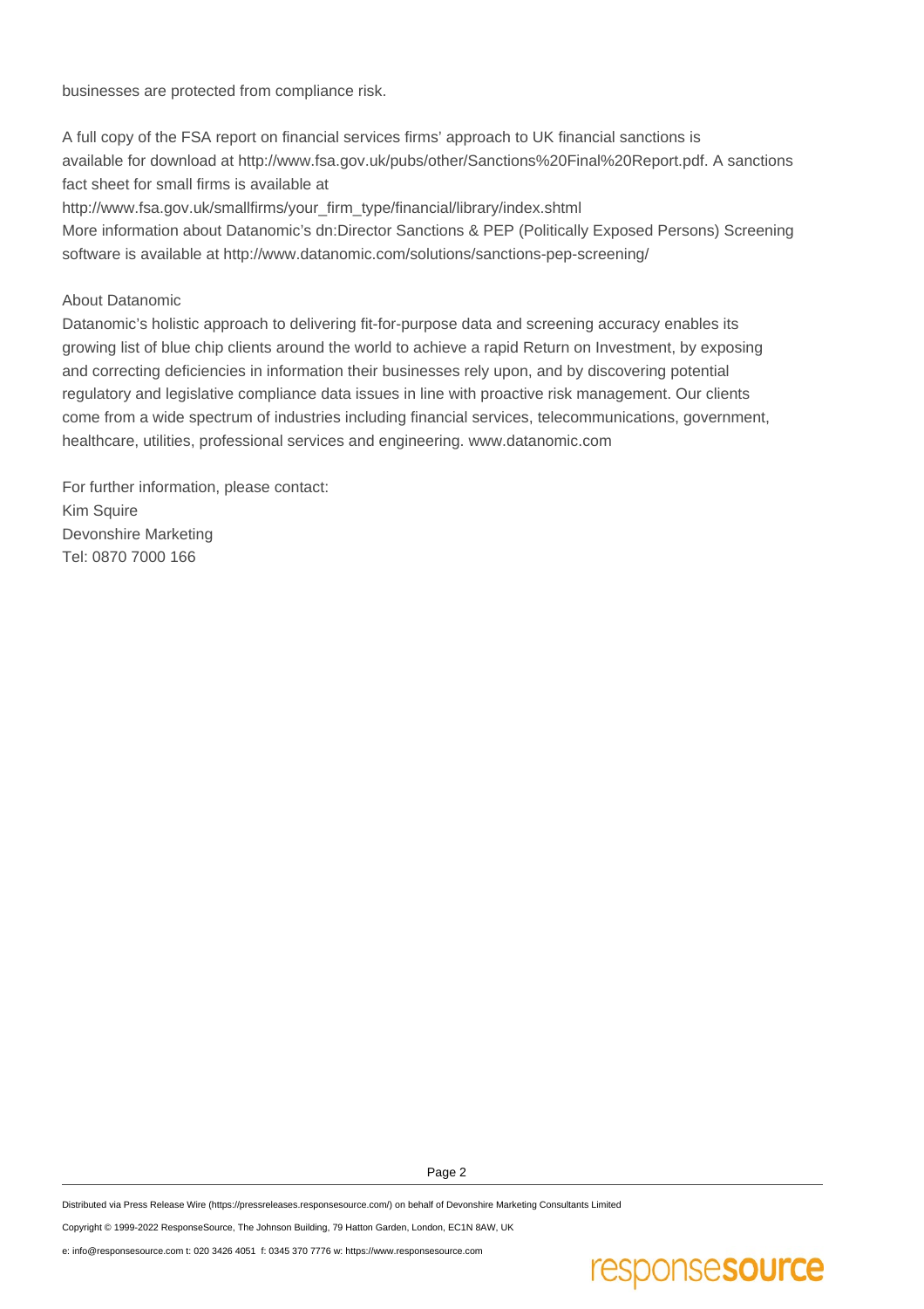businesses are protected from compliance risk.

A full copy of the FSA report on financial services firms' approach to UK financial sanctions is available for download at http://www.fsa.gov.uk/pubs/other/Sanctions%20Final%20Report.pdf. A sanctions fact sheet for small firms is available at
http://www.fsa.gov.uk/smallfirms/your_firm_type/financial/library/index.shtml
More information about Datanomic's dn:Director Sanctions & PEP (Politically Exposed Persons) Screening software is available at http://www.datanomic.com/solutions/sanctions-pep-screening/

About Datanomic
Datanomic's holistic approach to delivering fit-for-purpose data and screening accuracy enables its growing list of blue chip clients around the world to achieve a rapid Return on Investment, by exposing and correcting deficiencies in information their businesses rely upon, and by discovering potential regulatory and legislative compliance data issues in line with proactive risk management. Our clients come from a wide spectrum of industries including financial services, telecommunications, government, healthcare, utilities, professional services and engineering. www.datanomic.com

For further information, please contact:
Kim Squire
Devonshire Marketing
Tel: 0870 7000 166